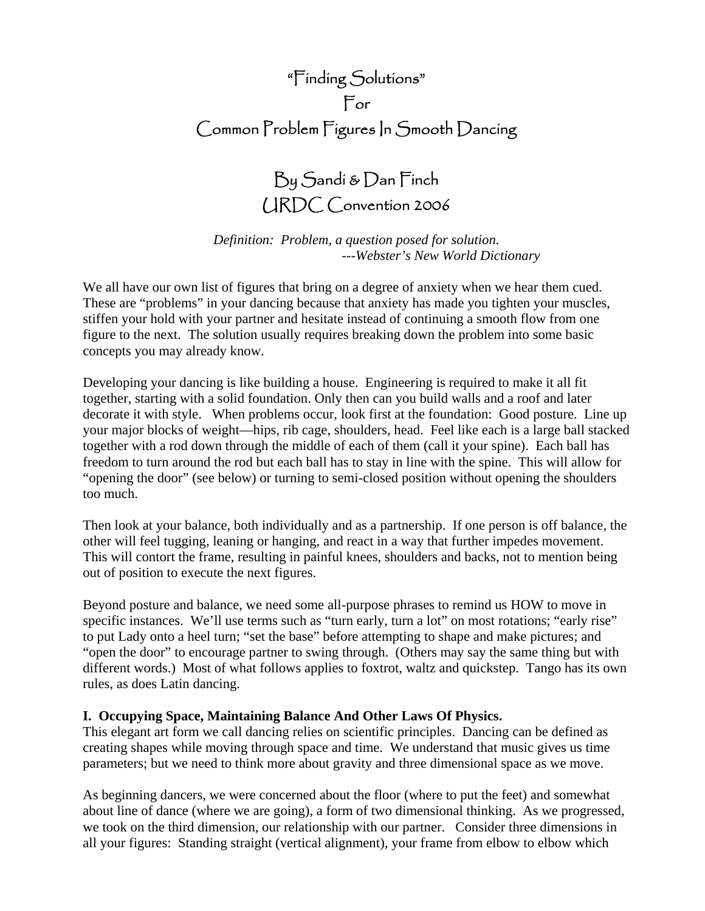// "Finding Solutions"
For
Common Problem Figures In Smooth Dancing

# "Finding Solutions" For Common Problem Figures In Smooth Dancing

## By Sandi & Dan Finch
## URDC Convention 2006

*Definition: Problem, a question posed for solution.*
*---Webster's New World Dictionary*

We all have our own list of figures that bring on a degree of anxiety when we hear them cued. These are "problems" in your dancing because that anxiety has made you tighten your muscles, stiffen your hold with your partner and hesitate instead of continuing a smooth flow from one figure to the next. The solution usually requires breaking down the problem into some basic concepts you may already know.

Developing your dancing is like building a house. Engineering is required to make it all fit together, starting with a solid foundation. Only then can you build walls and a roof and later decorate it with style. When problems occur, look first at the foundation: Good posture. Line up your major blocks of weight—hips, rib cage, shoulders, head. Feel like each is a large ball stacked together with a rod down through the middle of each of them (call it your spine). Each ball has freedom to turn around the rod but each ball has to stay in line with the spine. This will allow for "opening the door" (see below) or turning to semi-closed position without opening the shoulders too much.

Then look at your balance, both individually and as a partnership. If one person is off balance, the other will feel tugging, leaning or hanging, and react in a way that further impedes movement. This will contort the frame, resulting in painful knees, shoulders and backs, not to mention being out of position to execute the next figures.

Beyond posture and balance, we need some all-purpose phrases to remind us HOW to move in specific instances. We'll use terms such as "turn early, turn a lot" on most rotations; "early rise" to put Lady onto a heel turn; "set the base" before attempting to shape and make pictures; and "open the door" to encourage partner to swing through. (Others may say the same thing but with different words.) Most of what follows applies to foxtrot, waltz and quickstep. Tango has its own rules, as does Latin dancing.

**I. Occupying Space, Maintaining Balance And Other Laws Of Physics.**
This elegant art form we call dancing relies on scientific principles. Dancing can be defined as creating shapes while moving through space and time. We understand that music gives us time parameters; but we need to think more about gravity and three dimensional space as we move.

As beginning dancers, we were concerned about the floor (where to put the feet) and somewhat about line of dance (where we are going), a form of two dimensional thinking. As we progressed, we took on the third dimension, our relationship with our partner. Consider three dimensions in all your figures: Standing straight (vertical alignment), your frame from elbow to elbow which

# "Finding Solutions" For Common Problem Figures In Smooth Dancing

## By Sandi & Dan Finch
## URDC Convention 2006

*Definition: Problem, a question posed for solution.*
*---Webster's New World Dictionary*

We all have our own list of figures that bring on a degree of anxiety when we hear them cued. These are "problems" in your dancing because that anxiety has made you tighten your muscles, stiffen your hold with your partner and hesitate instead of continuing a smooth flow from one figure to the next. The solution usually requires breaking down the problem into some basic concepts you may already know.

Developing your dancing is like building a house. Engineering is required to make it all fit together, starting with a solid foundation. Only then can you build walls and a roof and later decorate it with style. When problems occur, look first at the foundation: Good posture. Line up your major blocks of weight—hips, rib cage, shoulders, head. Feel like each is a large ball stacked together with a rod down through the middle of each of them (call it your spine). Each ball has freedom to turn around the rod but each ball has to stay in line with the spine. This will allow for "opening the door" (see below) or turning to semi-closed position without opening the shoulders too much.

Then look at your balance, both individually and as a partnership. If one person is off balance, the other will feel tugging, leaning or hanging, and react in a way that further impedes movement. This will contort the frame, resulting in painful knees, shoulders and backs, not to mention being out of position to execute the next figures.

Beyond posture and balance, we need some all-purpose phrases to remind us HOW to move in specific instances. We'll use terms such as "turn early, turn a lot" on most rotations; "early rise" to put Lady onto a heel turn; "set the base" before attempting to shape and make pictures; and "open the door" to encourage partner to swing through. (Others may say the same thing but with different words.) Most of what follows applies to foxtrot, waltz and quickstep. Tango has its own rules, as does Latin dancing.

**I. Occupying Space, Maintaining Balance And Other Laws Of Physics.**
This elegant art form we call dancing relies on scientific principles. Dancing can be defined as creating shapes while moving through space and time. We understand that music gives us time parameters; but we need to think more about gravity and three dimensional space as we move.

As beginning dancers, we were concerned about the floor (where to put the feet) and somewhat about line of dance (where we are going), a form of two dimensional thinking. As we progressed, we took on the third dimension, our relationship with our partner. Consider three dimensions in all your figures: Standing straight (vertical alignment), your frame from elbow to elbow which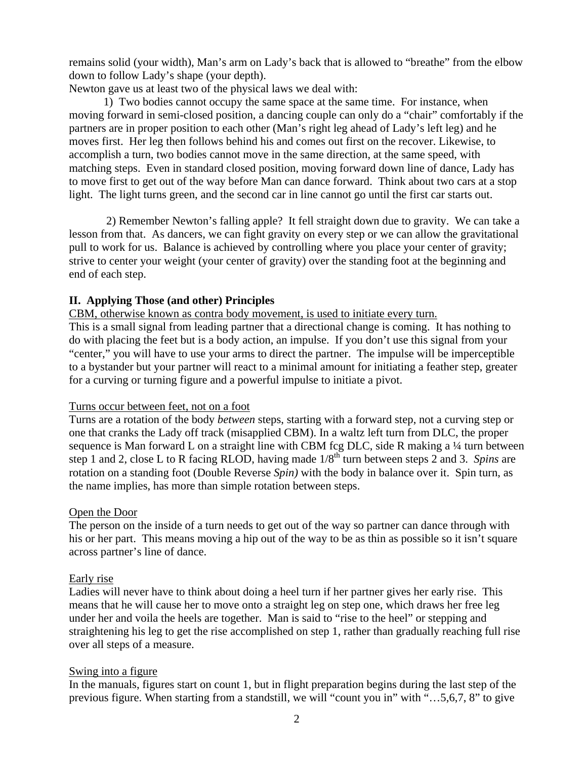remains solid (your width), Man's arm on Lady's back that is allowed to "breathe" from the elbow down to follow Lady's shape (your depth).

Newton gave us at least two of the physical laws we deal with:

1) Two bodies cannot occupy the same space at the same time. For instance, when moving forward in semi-closed position, a dancing couple can only do a "chair" comfortably if the partners are in proper position to each other (Man's right leg ahead of Lady's left leg) and he moves first. Her leg then follows behind his and comes out first on the recover. Likewise, to accomplish a turn, two bodies cannot move in the same direction, at the same speed, with matching steps. Even in standard closed position, moving forward down line of dance, Lady has to move first to get out of the way before Man can dance forward. Think about two cars at a stop light. The light turns green, and the second car in line cannot go until the first car starts out.

2) Remember Newton's falling apple? It fell straight down due to gravity. We can take a lesson from that. As dancers, we can fight gravity on every step or we can allow the gravitational pull to work for us. Balance is achieved by controlling where you place your center of gravity; strive to center your weight (your center of gravity) over the standing foot at the beginning and end of each step.

## II. Applying Those (and other) Principles

CBM, otherwise known as contra body movement, is used to initiate every turn.

This is a small signal from leading partner that a directional change is coming. It has nothing to do with placing the feet but is a body action, an impulse. If you don't use this signal from your "center," you will have to use your arms to direct the partner. The impulse will be imperceptible to a bystander but your partner will react to a minimal amount for initiating a feather step, greater for a curving or turning figure and a powerful impulse to initiate a pivot.

Turns occur between feet, not on a foot

Turns are a rotation of the body *between* steps, starting with a forward step, not a curving step or one that cranks the Lady off track (misapplied CBM). In a waltz left turn from DLC, the proper sequence is Man forward L on a straight line with CBM fcg DLC, side R making a ¼ turn between step 1 and 2, close L to R facing RLOD, having made 1/8th turn between steps 2 and 3. *Spins* are rotation on a standing foot (Double Reverse *Spin)* with the body in balance over it. Spin turn, as the name implies, has more than simple rotation between steps.

Open the Door

The person on the inside of a turn needs to get out of the way so partner can dance through with his or her part. This means moving a hip out of the way to be as thin as possible so it isn't square across partner's line of dance.

Early rise

Ladies will never have to think about doing a heel turn if her partner gives her early rise. This means that he will cause her to move onto a straight leg on step one, which draws her free leg under her and voila the heels are together. Man is said to "rise to the heel" or stepping and straightening his leg to get the rise accomplished on step 1, rather than gradually reaching full rise over all steps of a measure.

Swing into a figure

In the manuals, figures start on count 1, but in flight preparation begins during the last step of the previous figure. When starting from a standstill, we will "count you in" with "…5,6,7, 8" to give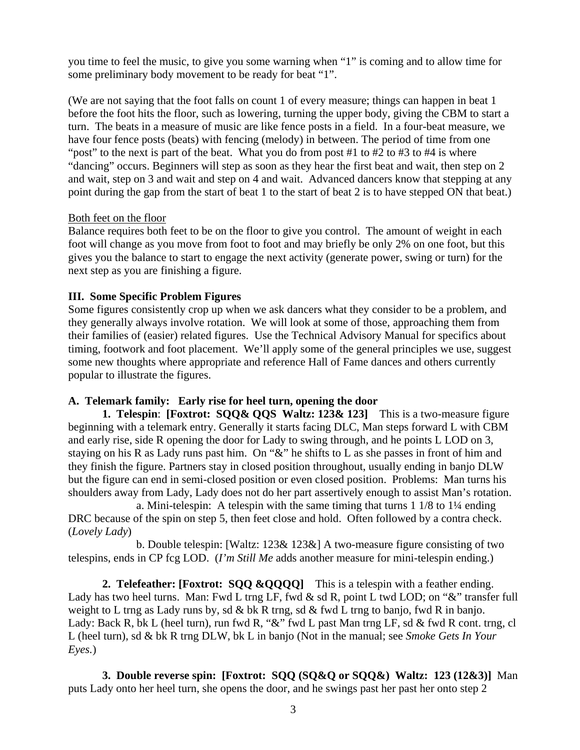you time to feel the music, to give you some warning when "1" is coming and to allow time for some preliminary body movement to be ready for beat "1".

(We are not saying that the foot falls on count 1 of every measure; things can happen in beat 1 before the foot hits the floor, such as lowering, turning the upper body, giving the CBM to start a turn. The beats in a measure of music are like fence posts in a field. In a four-beat measure, we have four fence posts (beats) with fencing (melody) in between. The period of time from one "post" to the next is part of the beat. What you do from post #1 to #2 to #3 to #4 is where "dancing" occurs. Beginners will step as soon as they hear the first beat and wait, then step on 2 and wait, step on 3 and wait and step on 4 and wait. Advanced dancers know that stepping at any point during the gap from the start of beat 1 to the start of beat 2 is to have stepped ON that beat.)

Both feet on the floor

Balance requires both feet to be on the floor to give you control. The amount of weight in each foot will change as you move from foot to foot and may briefly be only 2% on one foot, but this gives you the balance to start to engage the next activity (generate power, swing or turn) for the next step as you are finishing a figure.

### III. Some Specific Problem Figures

Some figures consistently crop up when we ask dancers what they consider to be a problem, and they generally always involve rotation. We will look at some of those, approaching them from their families of (easier) related figures. Use the Technical Advisory Manual for specifics about timing, footwork and foot placement. We'll apply some of the general principles we use, suggest some new thoughts where appropriate and reference Hall of Fame dances and others currently popular to illustrate the figures.

#### A. Telemark family: Early rise for heel turn, opening the door

**1. Telespin**: **[Foxtrot: SQQ& QQS Waltz: 123& 123]** This is a two-measure figure beginning with a telemark entry. Generally it starts facing DLC, Man steps forward L with CBM and early rise, side R opening the door for Lady to swing through, and he points L LOD on 3, staying on his R as Lady runs past him. On "&" he shifts to L as she passes in front of him and they finish the figure. Partners stay in closed position throughout, usually ending in banjo DLW but the figure can end in semi-closed position or even closed position. Problems: Man turns his shoulders away from Lady, Lady does not do her part assertively enough to assist Man's rotation.

a. Mini-telespin: A telespin with the same timing that turns 1 1/8 to 1¼ ending DRC because of the spin on step 5, then feet close and hold. Often followed by a contra check. (*Lovely Lady*)

b. Double telespin: [Waltz: 123& 123&] A two-measure figure consisting of two telespins, ends in CP fcg LOD. (*I'm Still Me* adds another measure for mini-telespin ending.)

**2. Telefeather: [Foxtrot: SQQ &QQQQ]** This is a telespin with a feather ending. Lady has two heel turns. Man: Fwd L trng LF, fwd & sd R, point L twd LOD; on "&" transfer full weight to L trng as Lady runs by, sd & bk R trng, sd & fwd L trng to banjo, fwd R in banjo. Lady: Back R, bk L (heel turn), run fwd R, "&" fwd L past Man trng LF, sd & fwd R cont. trng, cl L (heel turn), sd & bk R trng DLW, bk L in banjo (Not in the manual; see *Smoke Gets In Your Eyes*.)

**3. Double reverse spin: [Foxtrot: SQQ (SQ&Q or SQQ&) Waltz: 123 (12&3)]** Man puts Lady onto her heel turn, she opens the door, and he swings past her past her onto step 2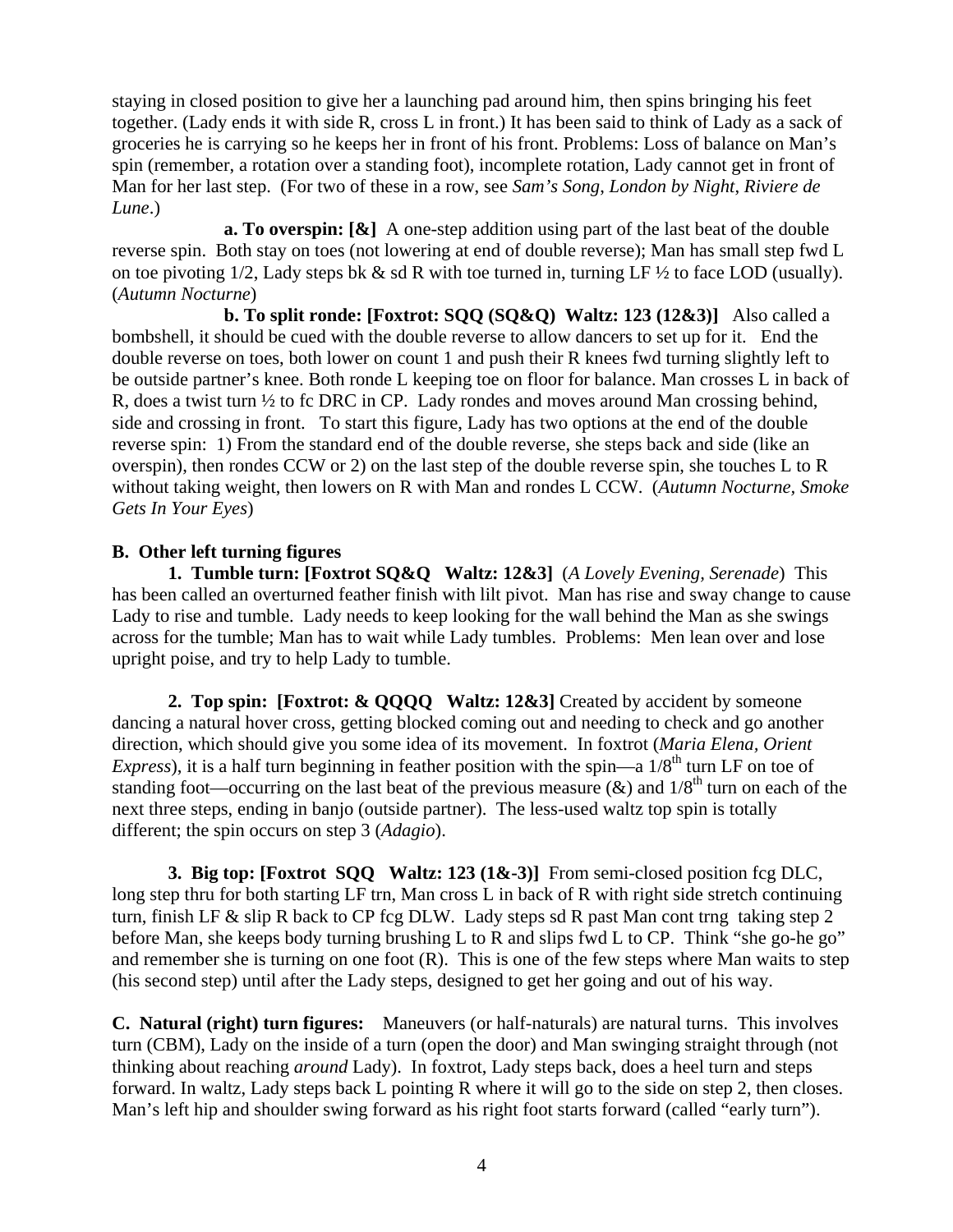staying in closed position to give her a launching pad around him, then spins bringing his feet together. (Lady ends it with side R, cross L in front.) It has been said to think of Lady as a sack of groceries he is carrying so he keeps her in front of his front. Problems: Loss of balance on Man's spin (remember, a rotation over a standing foot), incomplete rotation, Lady cannot get in front of Man for her last step. (For two of these in a row, see *Sam's Song*, *London by Night*, *Riviere de Lune*.)

**a. To overspin: [&]** A one-step addition using part of the last beat of the double reverse spin. Both stay on toes (not lowering at end of double reverse); Man has small step fwd L on toe pivoting 1/2, Lady steps bk & sd R with toe turned in, turning LF ½ to face LOD (usually). (*Autumn Nocturne*)

**b. To split ronde: [Foxtrot: SQQ (SQ&Q) Waltz: 123 (12&3)]** Also called a bombshell, it should be cued with the double reverse to allow dancers to set up for it. End the double reverse on toes, both lower on count 1 and push their R knees fwd turning slightly left to be outside partner's knee. Both ronde L keeping toe on floor for balance. Man crosses L in back of R, does a twist turn ½ to fc DRC in CP. Lady rondes and moves around Man crossing behind, side and crossing in front. To start this figure, Lady has two options at the end of the double reverse spin: 1) From the standard end of the double reverse, she steps back and side (like an overspin), then rondes CCW or 2) on the last step of the double reverse spin, she touches L to R without taking weight, then lowers on R with Man and rondes L CCW. (*Autumn Nocturne, Smoke Gets In Your Eyes*)

**B. Other left turning figures**

**1. Tumble turn: [Foxtrot SQ&Q Waltz: 12&3]** (*A Lovely Evening, Serenade*) This has been called an overturned feather finish with lilt pivot. Man has rise and sway change to cause Lady to rise and tumble. Lady needs to keep looking for the wall behind the Man as she swings across for the tumble; Man has to wait while Lady tumbles. Problems: Men lean over and lose upright poise, and try to help Lady to tumble.

**2. Top spin: [Foxtrot: & QQQQ Waltz: 12&3]** Created by accident by someone dancing a natural hover cross, getting blocked coming out and needing to check and go another direction, which should give you some idea of its movement. In foxtrot (*Maria Elena, Orient Express*), it is a half turn beginning in feather position with the spin—a 1/8th turn LF on toe of standing foot—occurring on the last beat of the previous measure (&) and 1/8th turn on each of the next three steps, ending in banjo (outside partner). The less-used waltz top spin is totally different; the spin occurs on step 3 (*Adagio*).

**3. Big top: [Foxtrot SQQ Waltz: 123 (1&-3)]** From semi-closed position fcg DLC, long step thru for both starting LF trn, Man cross L in back of R with right side stretch continuing turn, finish LF & slip R back to CP fcg DLW. Lady steps sd R past Man cont trng taking step 2 before Man, she keeps body turning brushing L to R and slips fwd L to CP. Think "she go-he go" and remember she is turning on one foot (R). This is one of the few steps where Man waits to step (his second step) until after the Lady steps, designed to get her going and out of his way.

**C. Natural (right) turn figures:** Maneuvers (or half-naturals) are natural turns. This involves turn (CBM), Lady on the inside of a turn (open the door) and Man swinging straight through (not thinking about reaching *around* Lady). In foxtrot, Lady steps back, does a heel turn and steps forward. In waltz, Lady steps back L pointing R where it will go to the side on step 2, then closes. Man's left hip and shoulder swing forward as his right foot starts forward (called "early turn").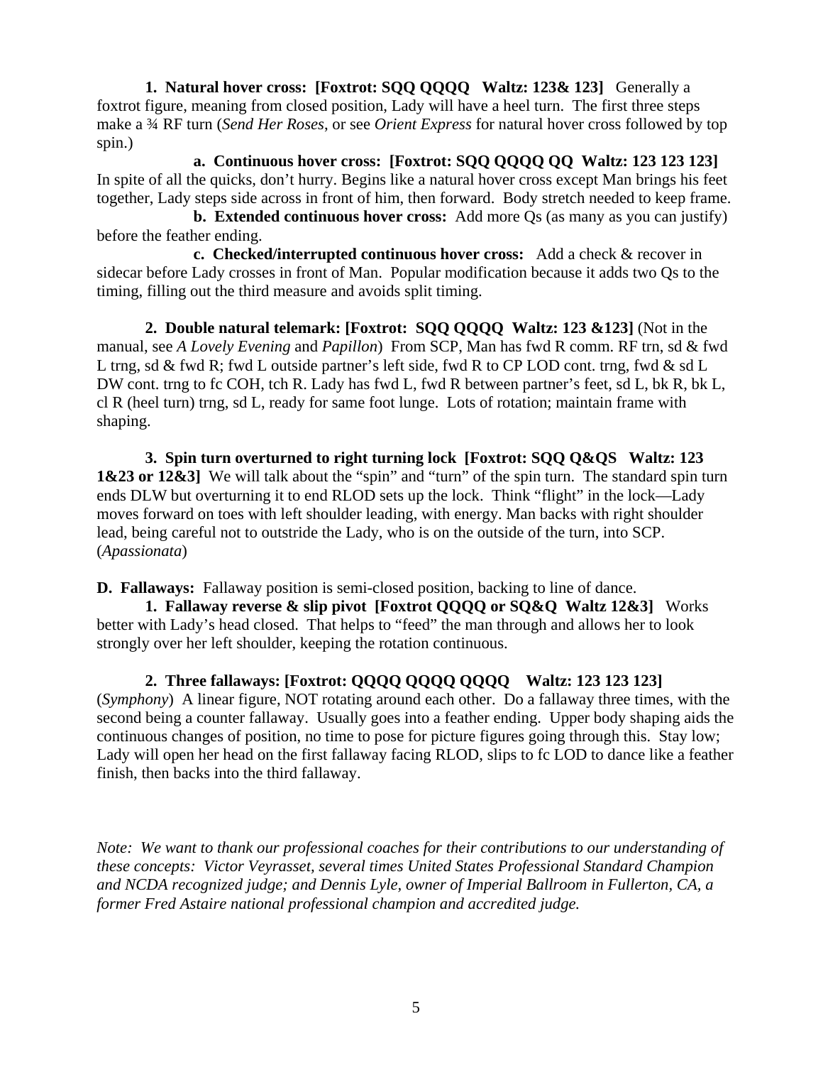**1. Natural hover cross: [Foxtrot: SQQ QQQQ Waltz: 123& 123]** Generally a foxtrot figure, meaning from closed position, Lady will have a heel turn. The first three steps make a ¾ RF turn (*Send Her Roses*, or see *Orient Express* for natural hover cross followed by top spin.)

**a. Continuous hover cross: [Foxtrot: SQQ QQQQ QQ Waltz: 123 123 123]** In spite of all the quicks, don't hurry. Begins like a natural hover cross except Man brings his feet together, Lady steps side across in front of him, then forward. Body stretch needed to keep frame.

**b. Extended continuous hover cross:** Add more Qs (as many as you can justify) before the feather ending.

**c. Checked/interrupted continuous hover cross:** Add a check & recover in sidecar before Lady crosses in front of Man. Popular modification because it adds two Qs to the timing, filling out the third measure and avoids split timing.

**2. Double natural telemark: [Foxtrot: SQQ QQQQ Waltz: 123 &123]** (Not in the manual, see *A Lovely Evening* and *Papillon*) From SCP, Man has fwd R comm. RF trn, sd & fwd L trng, sd & fwd R; fwd L outside partner's left side, fwd R to CP LOD cont. trng, fwd & sd L DW cont. trng to fc COH, tch R. Lady has fwd L, fwd R between partner's feet, sd L, bk R, bk L, cl R (heel turn) trng, sd L, ready for same foot lunge. Lots of rotation; maintain frame with shaping.

**3. Spin turn overturned to right turning lock [Foxtrot: SQQ Q&QS Waltz: 123 1&23 or 12&3]** We will talk about the "spin" and "turn" of the spin turn. The standard spin turn ends DLW but overturning it to end RLOD sets up the lock. Think "flight" in the lock—Lady moves forward on toes with left shoulder leading, with energy. Man backs with right shoulder lead, being careful not to outstride the Lady, who is on the outside of the turn, into SCP. (*Apassionata*)

**D. Fallaways:** Fallaway position is semi-closed position, backing to line of dance.

**1. Fallaway reverse & slip pivot [Foxtrot QQQQ or SQ&Q Waltz 12&3]** Works better with Lady's head closed. That helps to "feed" the man through and allows her to look strongly over her left shoulder, keeping the rotation continuous.

**2. Three fallaways: [Foxtrot: QQQQ QQQQ QQQQ Waltz: 123 123 123]** (*Symphony*) A linear figure, NOT rotating around each other. Do a fallaway three times, with the second being a counter fallaway. Usually goes into a feather ending. Upper body shaping aids the continuous changes of position, no time to pose for picture figures going through this. Stay low; Lady will open her head on the first fallaway facing RLOD, slips to fc LOD to dance like a feather finish, then backs into the third fallaway.

*Note: We want to thank our professional coaches for their contributions to our understanding of these concepts: Victor Veyrasset, several times United States Professional Standard Champion and NCDA recognized judge; and Dennis Lyle, owner of Imperial Ballroom in Fullerton, CA, a former Fred Astaire national professional champion and accredited judge.*